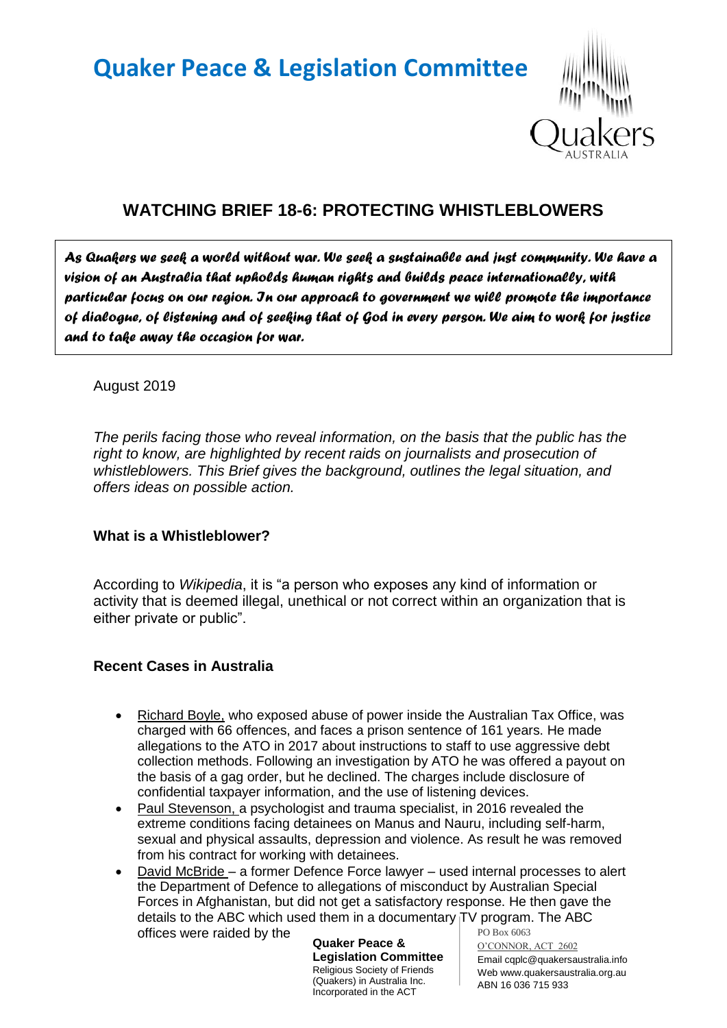# Quaker Peace & Legislation Committee

## WATCHING BRIEF 18-6: PROTECTING WHISTLEBLOWERS

***As Quakers we seek a world without war. We seek a sustainable and just community. We have a vision of an Australia that upholds human rights and builds peace internationally, with particular focus on our region. In our approach to government we will promote the importance of dialogue, of listening and of seeking that of God in every person. We aim to work for justice and to take away the occasion for war.***

August 2019

*The perils facing those who reveal information, on the basis that the public has the right to know, are highlighted by recent raids on journalists and prosecution of whistleblowers. This Brief gives the background, outlines the legal situation, and offers ideas on possible action.*

### What is a Whistleblower?

According to *Wikipedia*, it is "a person who exposes any kind of information or activity that is deemed illegal, unethical or not correct within an organization that is either private or public".

### Recent Cases in Australia

- Richard Boyle, who exposed abuse of power inside the Australian Tax Office, was charged with 66 offences, and faces a prison sentence of 161 years. He made allegations to the ATO in 2017 about instructions to staff to use aggressive debt collection methods. Following an investigation by ATO he was offered a payout on the basis of a gag order, but he declined. The charges include disclosure of confidential taxpayer information, and the use of listening devices.
- Paul Stevenson, a psychologist and trauma specialist, in 2016 revealed the extreme conditions facing detainees on Manus and Nauru, including self-harm, sexual and physical assaults, depression and violence. As result he was removed from his contract for working with detainees.
- David McBride – a former Defence Force lawyer – used internal processes to alert the Department of Defence to allegations of misconduct by Australian Special Forces in Afghanistan, but did not get a satisfactory response. He then gave the details to the ABC which used them in a documentary TV program. The ABC offices were raided by the

**Quaker Peace & Legislation Committee**
Religious Society of Friends (Quakers) in Australia Inc.
Incorporated in the ACT

PO Box 6063
O'CONNOR, ACT 2602
Email cqplc@quakersaustralia.info
Web www.quakersaustralia.org.au
ABN 16 036 715 933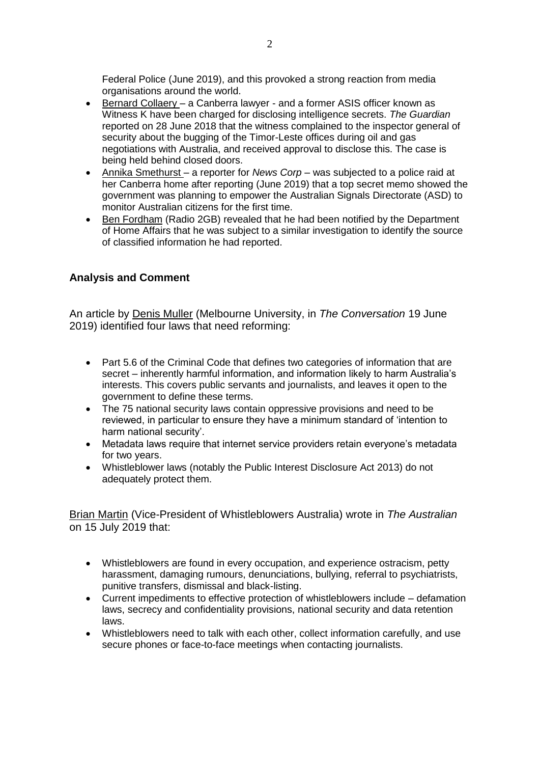Federal Police (June 2019), and this provoked a strong reaction from media organisations around the world.

- Bernard Collaery – a Canberra lawyer - and a former ASIS officer known as Witness K have been charged for disclosing intelligence secrets. *The Guardian* reported on 28 June 2018 that the witness complained to the inspector general of security about the bugging of the Timor-Leste offices during oil and gas negotiations with Australia, and received approval to disclose this. The case is being held behind closed doors.
- Annika Smethurst – a reporter for *News Corp* – was subjected to a police raid at her Canberra home after reporting (June 2019) that a top secret memo showed the government was planning to empower the Australian Signals Directorate (ASD) to monitor Australian citizens for the first time.
- Ben Fordham (Radio 2GB) revealed that he had been notified by the Department of Home Affairs that he was subject to a similar investigation to identify the source of classified information he had reported.

## Analysis and Comment

An article by Denis Muller (Melbourne University, in *The Conversation* 19 June 2019) identified four laws that need reforming:

- Part 5.6 of the Criminal Code that defines two categories of information that are secret – inherently harmful information, and information likely to harm Australia's interests. This covers public servants and journalists, and leaves it open to the government to define these terms.
- The 75 national security laws contain oppressive provisions and need to be reviewed, in particular to ensure they have a minimum standard of 'intention to harm national security'.
- Metadata laws require that internet service providers retain everyone's metadata for two years.
- Whistleblower laws (notably the Public Interest Disclosure Act 2013) do not adequately protect them.

Brian Martin (Vice-President of Whistleblowers Australia) wrote in *The Australian* on 15 July 2019 that:

- Whistleblowers are found in every occupation, and experience ostracism, petty harassment, damaging rumours, denunciations, bullying, referral to psychiatrists, punitive transfers, dismissal and black-listing.
- Current impediments to effective protection of whistleblowers include – defamation laws, secrecy and confidentiality provisions, national security and data retention laws.
- Whistleblowers need to talk with each other, collect information carefully, and use secure phones or face-to-face meetings when contacting journalists.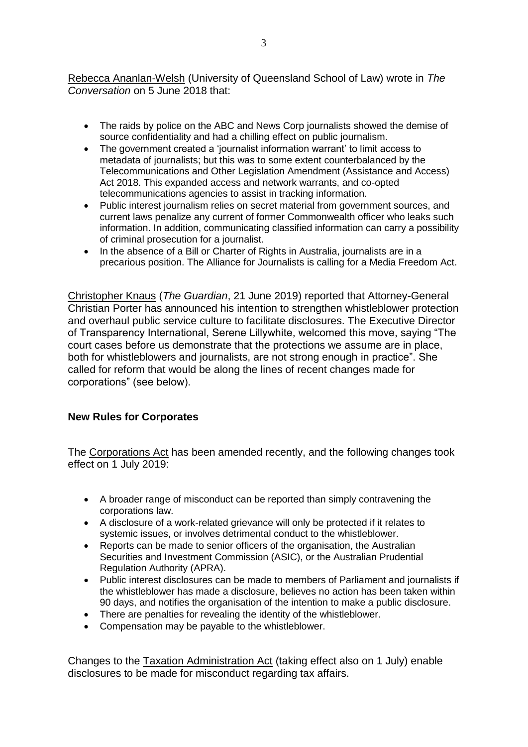Rebecca Ananlan-Welsh (University of Queensland School of Law) wrote in *The Conversation* on 5 June 2018 that:

- The raids by police on the ABC and News Corp journalists showed the demise of source confidentiality and had a chilling effect on public journalism.
- The government created a 'journalist information warrant' to limit access to metadata of journalists; but this was to some extent counterbalanced by the Telecommunications and Other Legislation Amendment (Assistance and Access) Act 2018. This expanded access and network warrants, and co-opted telecommunications agencies to assist in tracking information.
- Public interest journalism relies on secret material from government sources, and current laws penalize any current of former Commonwealth officer who leaks such information. In addition, communicating classified information can carry a possibility of criminal prosecution for a journalist.
- In the absence of a Bill or Charter of Rights in Australia, journalists are in a precarious position. The Alliance for Journalists is calling for a Media Freedom Act.

Christopher Knaus (*The Guardian*, 21 June 2019) reported that Attorney-General Christian Porter has announced his intention to strengthen whistleblower protection and overhaul public service culture to facilitate disclosures. The Executive Director of Transparency International, Serene Lillywhite, welcomed this move, saying "The court cases before us demonstrate that the protections we assume are in place, both for whistleblowers and journalists, are not strong enough in practice". She called for reform that would be along the lines of recent changes made for corporations" (see below).

### New Rules for Corporates

The Corporations Act has been amended recently, and the following changes took effect on 1 July 2019:

- A broader range of misconduct can be reported than simply contravening the corporations law.
- A disclosure of a work-related grievance will only be protected if it relates to systemic issues, or involves detrimental conduct to the whistleblower.
- Reports can be made to senior officers of the organisation, the Australian Securities and Investment Commission (ASIC), or the Australian Prudential Regulation Authority (APRA).
- Public interest disclosures can be made to members of Parliament and journalists if the whistleblower has made a disclosure, believes no action has been taken within 90 days, and notifies the organisation of the intention to make a public disclosure.
- There are penalties for revealing the identity of the whistleblower.
- Compensation may be payable to the whistleblower.

Changes to the Taxation Administration Act (taking effect also on 1 July) enable disclosures to be made for misconduct regarding tax affairs.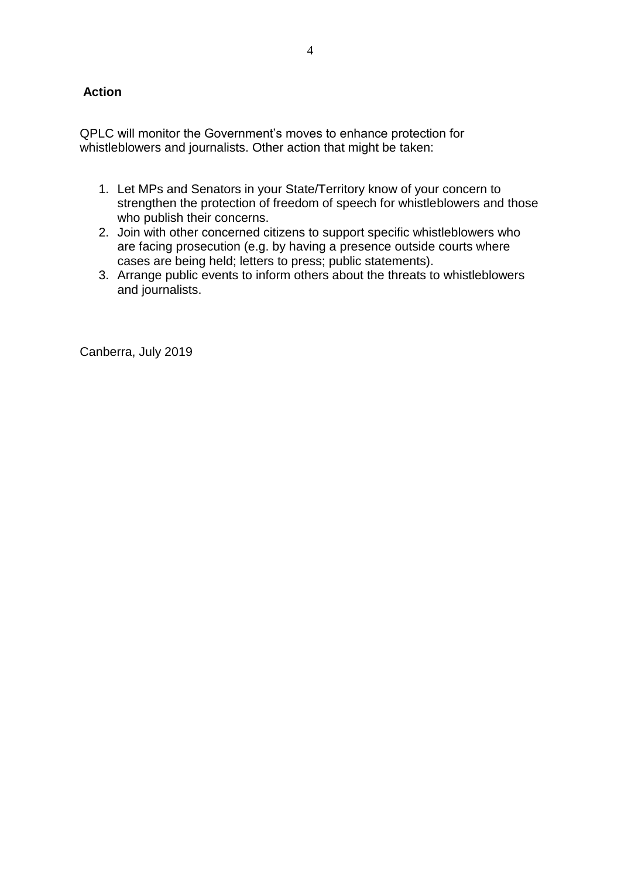## Action

QPLC will monitor the Government's moves to enhance protection for whistleblowers and journalists. Other action that might be taken:

1. Let MPs and Senators in your State/Territory know of your concern to strengthen the protection of freedom of speech for whistleblowers and those who publish their concerns.
2. Join with other concerned citizens to support specific whistleblowers who are facing prosecution (e.g. by having a presence outside courts where cases are being held; letters to press; public statements).
3. Arrange public events to inform others about the threats to whistleblowers and journalists.

Canberra, July 2019